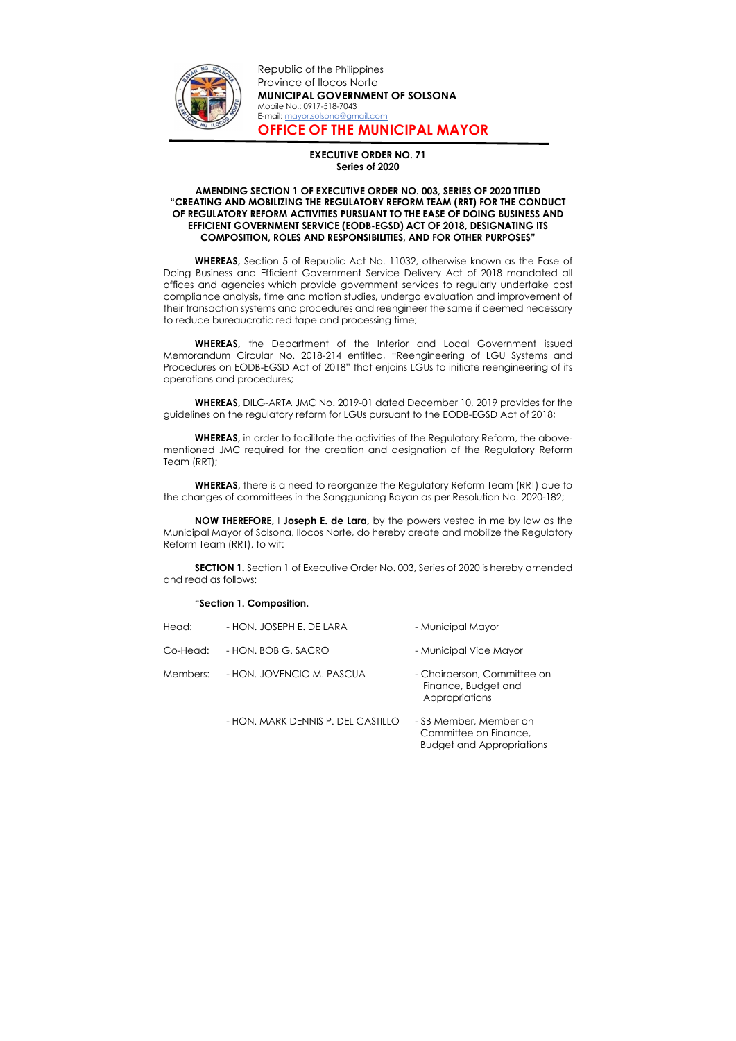Republic of the Philippines
Province of Ilocos Norte
**MUNICIPAL GOVERNMENT OF SOLSONA**
Mobile No.: 0917-518-7043
E-mail: mayor.solsona@gmail.com

# OFFICE OF THE MUNICIPAL MAYOR

**EXECUTIVE ORDER NO. 71**
**Series of 2020**

**AMENDING SECTION 1 OF EXECUTIVE ORDER NO. 003, SERIES OF 2020 TITLED "CREATING AND MOBILIZING THE REGULATORY REFORM TEAM (RRT) FOR THE CONDUCT OF REGULATORY REFORM ACTIVITIES PURSUANT TO THE EASE OF DOING BUSINESS AND EFFICIENT GOVERNMENT SERVICE (EODB-EGSD) ACT OF 2018, DESIGNATING ITS COMPOSITION, ROLES AND RESPONSIBILITIES, AND FOR OTHER PURPOSES"**

**WHEREAS,** Section 5 of Republic Act No. 11032, otherwise known as the Ease of Doing Business and Efficient Government Service Delivery Act of 2018 mandated all offices and agencies which provide government services to regularly undertake cost compliance analysis, time and motion studies, undergo evaluation and improvement of their transaction systems and procedures and reengineer the same if deemed necessary to reduce bureaucratic red tape and processing time;

**WHEREAS,** the Department of the Interior and Local Government issued Memorandum Circular No. 2018-214 entitled, "Reengineering of LGU Systems and Procedures on EODB-EGSD Act of 2018" that enjoins LGUs to initiate reengineering of its operations and procedures;

**WHEREAS,** DILG-ARTA JMC No. 2019-01 dated December 10, 2019 provides for the guidelines on the regulatory reform for LGUs pursuant to the EODB-EGSD Act of 2018;

**WHEREAS,** in order to facilitate the activities of the Regulatory Reform, the above-mentioned JMC required for the creation and designation of the Regulatory Reform Team (RRT);

**WHEREAS,** there is a need to reorganize the Regulatory Reform Team (RRT) due to the changes of committees in the Sangguniang Bayan as per Resolution No. 2020-182;

**NOW THEREFORE,** I **Joseph E. de Lara,** by the powers vested in me by law as the Municipal Mayor of Solsona, Ilocos Norte, do hereby create and mobilize the Regulatory Reform Team (RRT), to wit:

**SECTION 1.** Section 1 of Executive Order No. 003, Series of 2020 is hereby amended and read as follows:

**"Section 1. Composition.**

| | | |
|---|---|---|
| Head: | - HON. JOSEPH E. DE LARA | - Municipal Mayor |
| Co-Head: | - HON. BOB G. SACRO | - Municipal Vice Mayor |
| Members: | - HON. JOVENCIO M. PASCUA | - Chairperson, Committee on Finance, Budget and Appropriations |
| | - HON. MARK DENNIS P. DEL CASTILLO | - SB Member, Member on Committee on Finance, Budget and Appropriations |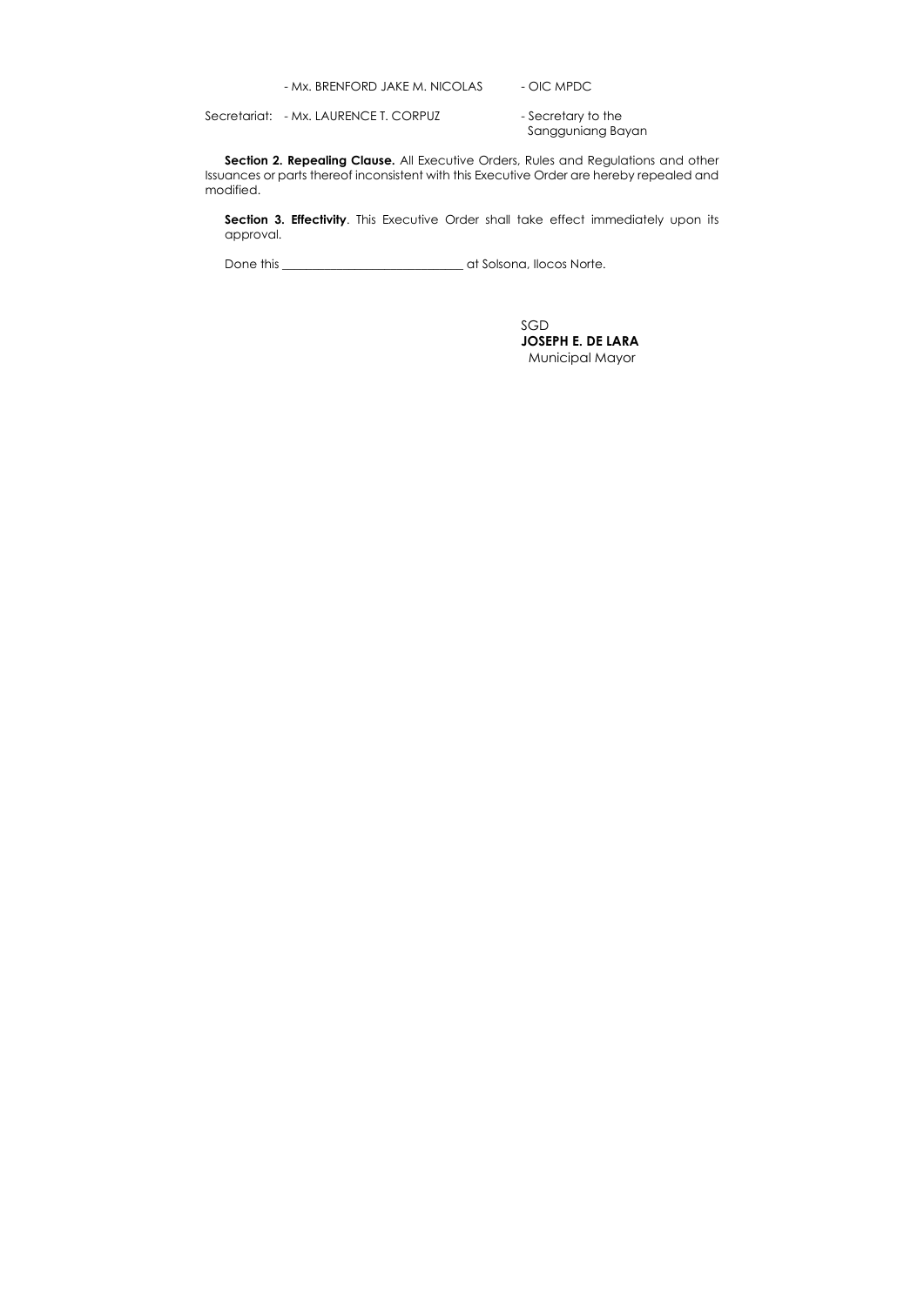- Mx. BRENFORD JAKE M. NICOLAS - OIC MPDC

Secretariat: - Mx. LAURENCE T. CORPUZ - Secretary to the Sangguniang Bayan

**Section 2. Repealing Clause.** All Executive Orders, Rules and Regulations and other Issuances or parts thereof inconsistent with this Executive Order are hereby repealed and modified.

**Section 3. Effectivity**. This Executive Order shall take effect immediately upon its approval.

Done this ______________________________ at Solsona, Ilocos Norte.

SGD
**JOSEPH E. DE LARA**
Municipal Mayor